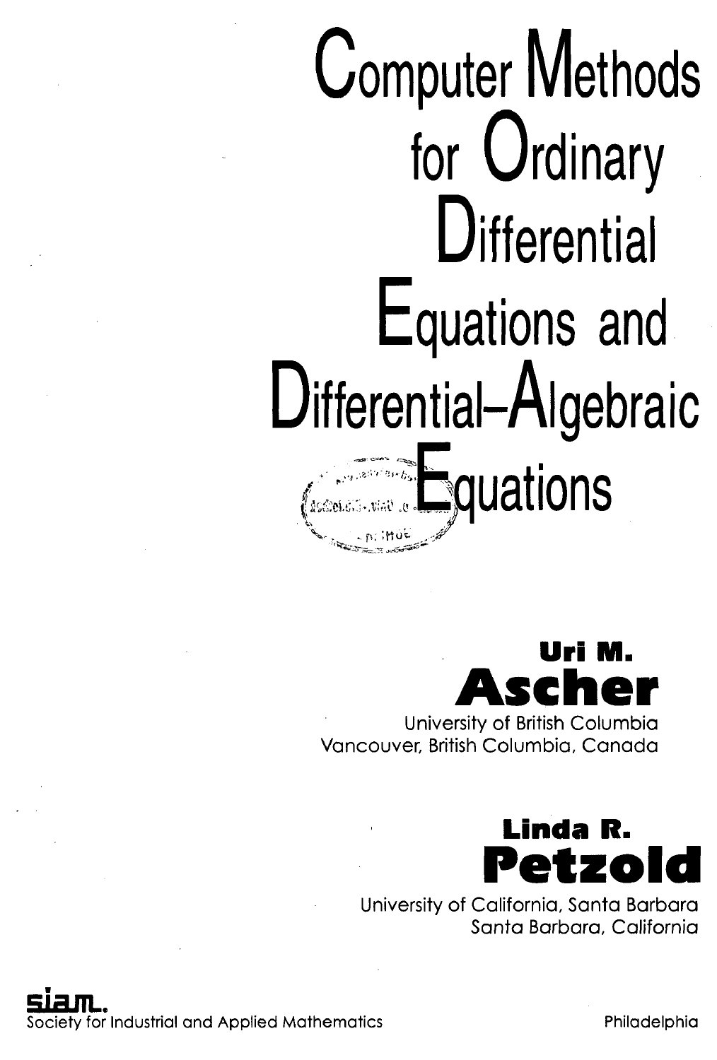# Computer Methods for Ordinary Differential Equations and Differential-Algebraic Equations

**Uri M. Ascher**
University of British Columbia
Vancouver, British Columbia, Canada

**Linda R. Petzold**
University of California, Santa Barbara
Santa Barbara, California

siam.
Society for Industrial and Applied Mathematics
Philadelphia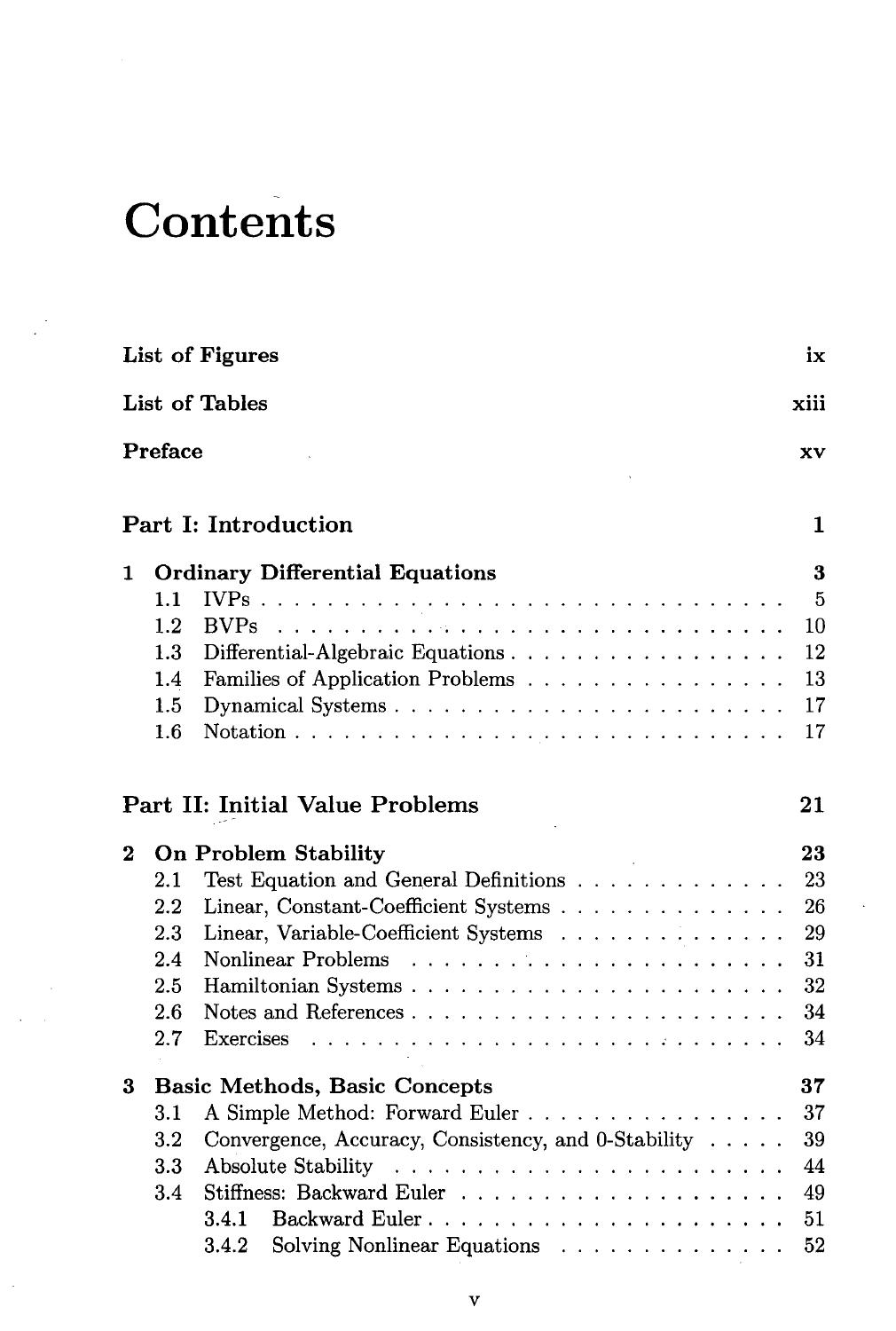# Contents

**List of Figures** ix

**List of Tables** xiii

**Preface** xv

## Part I: Introduction 1

**1 Ordinary Differential Equations** **3**

- 1.1 IVPs . . . . . . . . . . . . . . . . . . . . . . . . . . . . . . . . 5
- 1.2 BVPs . . . . . . . . . . . . . . . . . . . . . . . . . . . . . . . . 10
- 1.3 Differential-Algebraic Equations . . . . . . . . . . . . . . . . . 12
- 1.4 Families of Application Problems . . . . . . . . . . . . . . . . 13
- 1.5 Dynamical Systems . . . . . . . . . . . . . . . . . . . . . . . . 17
- 1.6 Notation . . . . . . . . . . . . . . . . . . . . . . . . . . . . . . 17

## Part II: Initial Value Problems 21

**2 On Problem Stability** **23**

- 2.1 Test Equation and General Definitions . . . . . . . . . . . . . 23
- 2.2 Linear, Constant-Coefficient Systems . . . . . . . . . . . . . . 26
- 2.3 Linear, Variable-Coefficient Systems . . . . . . . . . . . . . . 29
- 2.4 Nonlinear Problems . . . . . . . . . . . . . . . . . . . . . . . . 31
- 2.5 Hamiltonian Systems . . . . . . . . . . . . . . . . . . . . . . . 32
- 2.6 Notes and References . . . . . . . . . . . . . . . . . . . . . . . 34
- 2.7 Exercises . . . . . . . . . . . . . . . . . . . . . . . . . . . . . . 34

**3 Basic Methods, Basic Concepts** **37**

- 3.1 A Simple Method: Forward Euler . . . . . . . . . . . . . . . . 37
- 3.2 Convergence, Accuracy, Consistency, and 0-Stability . . . . . 39
- 3.3 Absolute Stability . . . . . . . . . . . . . . . . . . . . . . . . . 44
- 3.4 Stiffness: Backward Euler . . . . . . . . . . . . . . . . . . . . . 49
  - 3.4.1 Backward Euler . . . . . . . . . . . . . . . . . . . . . . 51
  - 3.4.2 Solving Nonlinear Equations . . . . . . . . . . . . . . . 52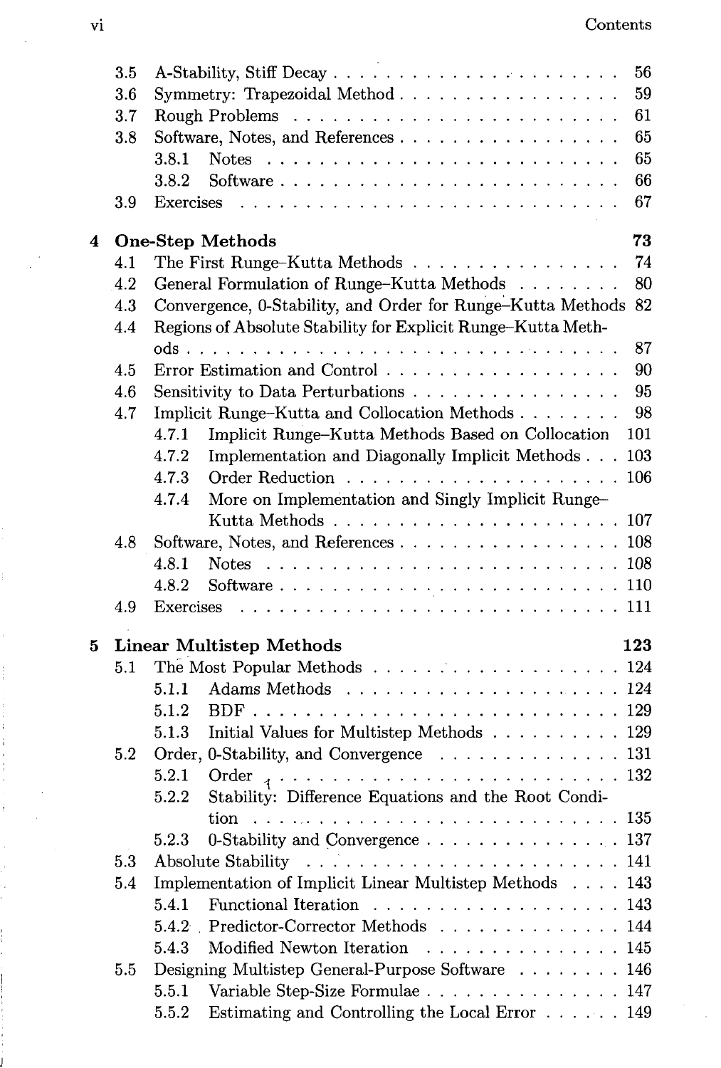| | | |
|---|---|---|
| 3.5 | A-Stability, Stiff Decay | 56 |
| 3.6 | Symmetry: Trapezoidal Method | 59 |
| 3.7 | Rough Problems | 61 |
| 3.8 | Software, Notes, and References | 65 |
| | 3.8.1 Notes | 65 |
| | 3.8.2 Software | 66 |
| 3.9 | Exercises | 67 |

**4 One-Step Methods** **73**

| | | |
|---|---|---|
| 4.1 | The First Runge–Kutta Methods | 74 |
| 4.2 | General Formulation of Runge–Kutta Methods | 80 |
| 4.3 | Convergence, 0-Stability, and Order for Runge–Kutta Methods | 82 |
| 4.4 | Regions of Absolute Stability for Explicit Runge–Kutta Methods | 87 |
| 4.5 | Error Estimation and Control | 90 |
| 4.6 | Sensitivity to Data Perturbations | 95 |
| 4.7 | Implicit Runge–Kutta and Collocation Methods | 98 |
| | 4.7.1 Implicit Runge–Kutta Methods Based on Collocation | 101 |
| | 4.7.2 Implementation and Diagonally Implicit Methods | 103 |
| | 4.7.3 Order Reduction | 106 |
| | 4.7.4 More on Implementation and Singly Implicit Runge–Kutta Methods | 107 |
| 4.8 | Software, Notes, and References | 108 |
| | 4.8.1 Notes | 108 |
| | 4.8.2 Software | 110 |
| 4.9 | Exercises | 111 |

**5 Linear Multistep Methods** **123**

| | | |
|---|---|---|
| 5.1 | The Most Popular Methods | 124 |
| | 5.1.1 Adams Methods | 124 |
| | 5.1.2 BDF | 129 |
| | 5.1.3 Initial Values for Multistep Methods | 129 |
| 5.2 | Order, 0-Stability, and Convergence | 131 |
| | 5.2.1 Order | 132 |
| | 5.2.2 Stability: Difference Equations and the Root Condition | 135 |
| | 5.2.3 0-Stability and Convergence | 137 |
| 5.3 | Absolute Stability | 141 |
| 5.4 | Implementation of Implicit Linear Multistep Methods | 143 |
| | 5.4.1 Functional Iteration | 143 |
| | 5.4.2 Predictor-Corrector Methods | 144 |
| | 5.4.3 Modified Newton Iteration | 145 |
| 5.5 | Designing Multistep General-Purpose Software | 146 |
| | 5.5.1 Variable Step-Size Formulae | 147 |
| | 5.5.2 Estimating and Controlling the Local Error | 149 |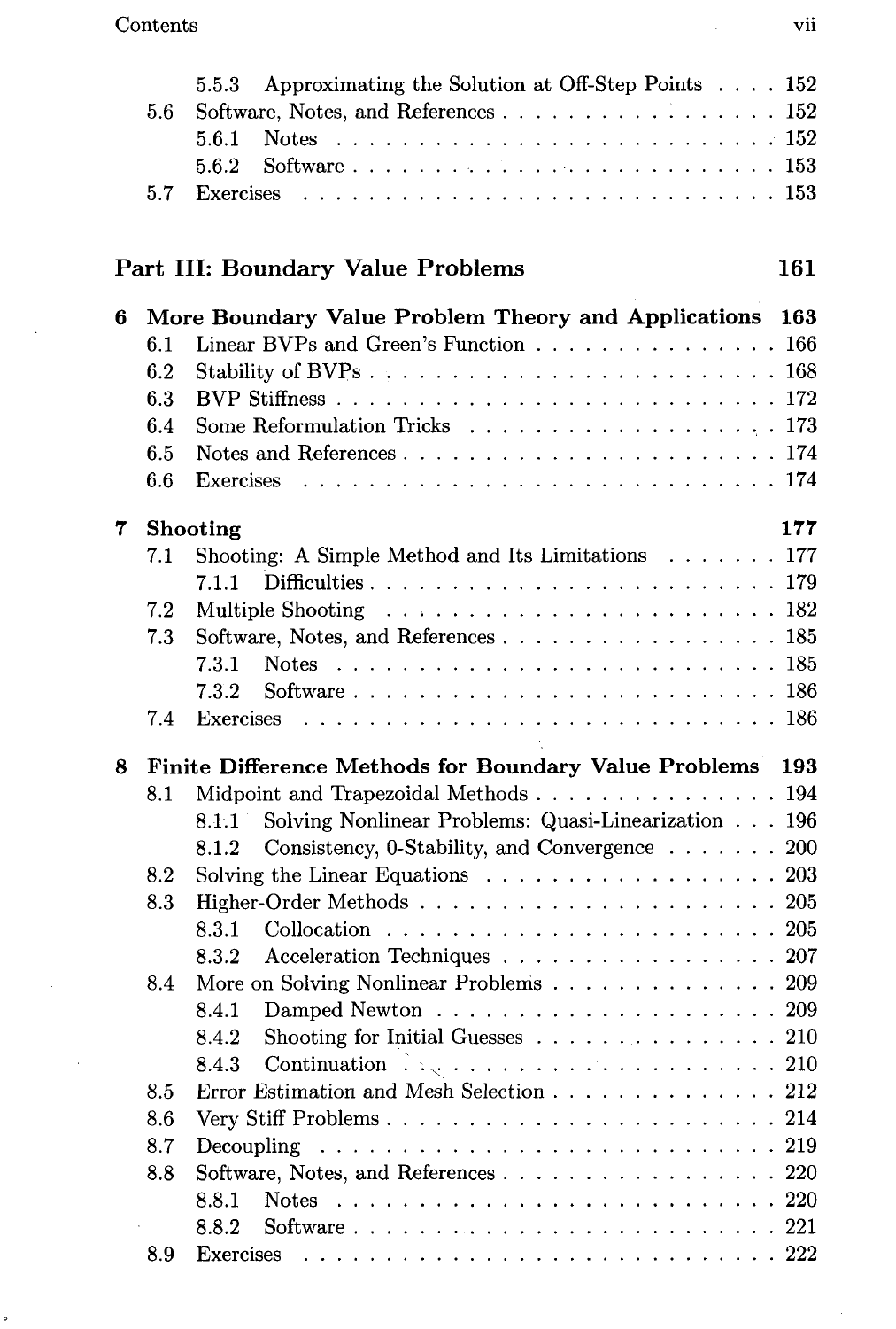5.5.3 Approximating the Solution at Off-Step Points . . . . 152
5.6 Software, Notes, and References . . . . . . . . . . . . . . . . 152
5.6.1 Notes . . . . . . . . . . . . . . . . . . . . . . . . . . 152
5.6.2 Software . . . . . . . . . . . . . . . . . . . . . . . . 153
5.7 Exercises . . . . . . . . . . . . . . . . . . . . . . . . . . . 153

## Part III: Boundary Value Problems 161

**6 More Boundary Value Problem Theory and Applications 163**
6.1 Linear BVPs and Green's Function . . . . . . . . . . . . . . 166
6.2 Stability of BVPs . . . . . . . . . . . . . . . . . . . . . . . 168
6.3 BVP Stiffness . . . . . . . . . . . . . . . . . . . . . . . . . 172
6.4 Some Reformulation Tricks . . . . . . . . . . . . . . . . . . 173
6.5 Notes and References . . . . . . . . . . . . . . . . . . . . . 174
6.6 Exercises . . . . . . . . . . . . . . . . . . . . . . . . . . . 174

**7 Shooting 177**
7.1 Shooting: A Simple Method and Its Limitations . . . . . . . 177
7.1.1 Difficulties . . . . . . . . . . . . . . . . . . . . . . . 179
7.2 Multiple Shooting . . . . . . . . . . . . . . . . . . . . . . . 182
7.3 Software, Notes, and References . . . . . . . . . . . . . . . . 185
7.3.1 Notes . . . . . . . . . . . . . . . . . . . . . . . . . . 185
7.3.2 Software . . . . . . . . . . . . . . . . . . . . . . . . 186
7.4 Exercises . . . . . . . . . . . . . . . . . . . . . . . . . . . 186

**8 Finite Difference Methods for Boundary Value Problems 193**
8.1 Midpoint and Trapezoidal Methods . . . . . . . . . . . . . . 194
8.1.1 Solving Nonlinear Problems: Quasi-Linearization . . . 196
8.1.2 Consistency, 0-Stability, and Convergence . . . . . . . 200
8.2 Solving the Linear Equations . . . . . . . . . . . . . . . . . 203
8.3 Higher-Order Methods . . . . . . . . . . . . . . . . . . . . . 205
8.3.1 Collocation . . . . . . . . . . . . . . . . . . . . . . . 205
8.3.2 Acceleration Techniques . . . . . . . . . . . . . . . . 207
8.4 More on Solving Nonlinear Problems . . . . . . . . . . . . . 209
8.4.1 Damped Newton . . . . . . . . . . . . . . . . . . . . 209
8.4.2 Shooting for Initial Guesses . . . . . . . . . . . . . . 210
8.4.3 Continuation . . . . . . . . . . . . . . . . . . . . . . 210
8.5 Error Estimation and Mesh Selection . . . . . . . . . . . . . 212
8.6 Very Stiff Problems . . . . . . . . . . . . . . . . . . . . . . 214
8.7 Decoupling . . . . . . . . . . . . . . . . . . . . . . . . . . . 219
8.8 Software, Notes, and References . . . . . . . . . . . . . . . . 220
8.8.1 Notes . . . . . . . . . . . . . . . . . . . . . . . . . . 220
8.8.2 Software . . . . . . . . . . . . . . . . . . . . . . . . 221
8.9 Exercises . . . . . . . . . . . . . . . . . . . . . . . . . . . 222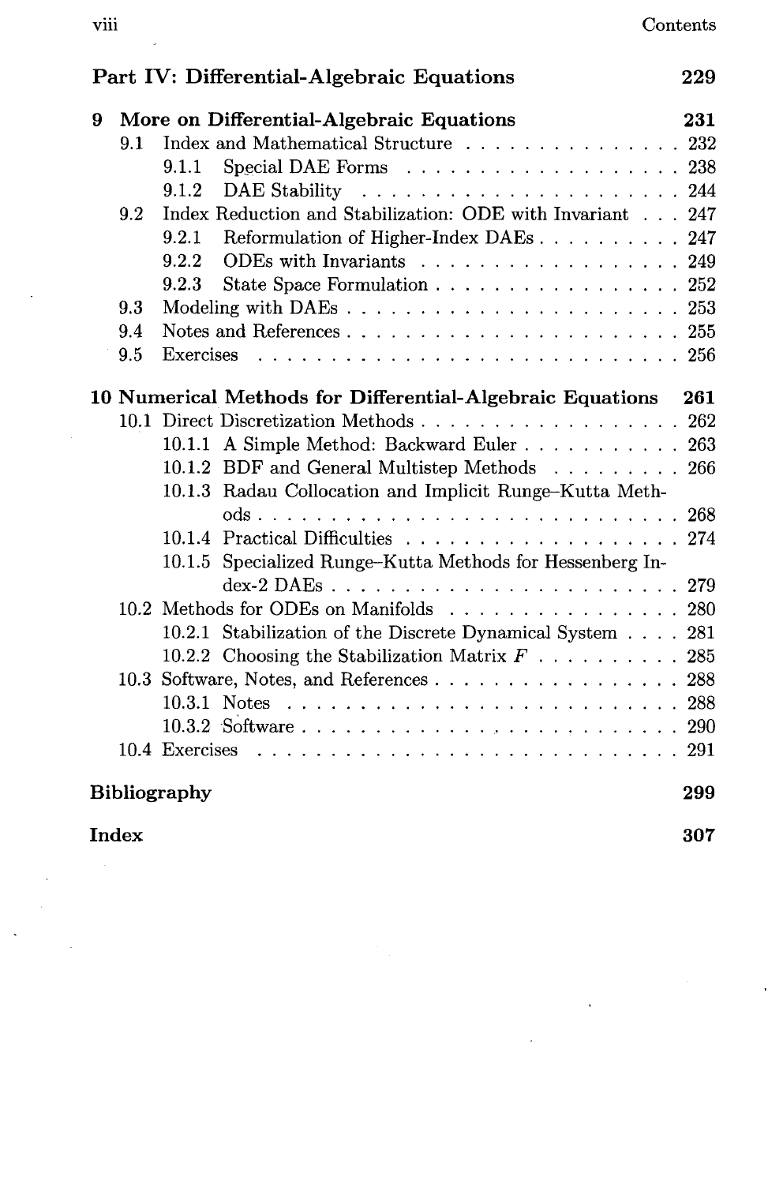**Part IV: Differential-Algebraic Equations** 229

**9 More on Differential-Algebraic Equations** 231

- 9.1 Index and Mathematical Structure . . . . . . . . . . . . . . . 232
  - 9.1.1 Special DAE Forms . . . . . . . . . . . . . . . . . . . 238
  - 9.1.2 DAE Stability . . . . . . . . . . . . . . . . . . . . . . 244
- 9.2 Index Reduction and Stabilization: ODE with Invariant . . . 247
  - 9.2.1 Reformulation of Higher-Index DAEs . . . . . . . . . . 247
  - 9.2.2 ODEs with Invariants . . . . . . . . . . . . . . . . . . 249
  - 9.2.3 State Space Formulation . . . . . . . . . . . . . . . . . 252
- 9.3 Modeling with DAEs . . . . . . . . . . . . . . . . . . . . . . . 253
- 9.4 Notes and References . . . . . . . . . . . . . . . . . . . . . . 255
- 9.5 Exercises . . . . . . . . . . . . . . . . . . . . . . . . . . . . 256

**10 Numerical Methods for Differential-Algebraic Equations** 261

- 10.1 Direct Discretization Methods . . . . . . . . . . . . . . . . . 262
  - 10.1.1 A Simple Method: Backward Euler . . . . . . . . . . . 263
  - 10.1.2 BDF and General Multistep Methods . . . . . . . . . 266
  - 10.1.3 Radau Collocation and Implicit Runge–Kutta Methods . . . . . . . . . . . . . . . . . . . . . . . . . . 268
  - 10.1.4 Practical Difficulties . . . . . . . . . . . . . . . . . . . 274
  - 10.1.5 Specialized Runge–Kutta Methods for Hessenberg Index-2 DAEs . . . . . . . . . . . . . . . . . . . . . . . . 279
- 10.2 Methods for ODEs on Manifolds . . . . . . . . . . . . . . . . 280
  - 10.2.1 Stabilization of the Discrete Dynamical System . . . . 281
  - 10.2.2 Choosing the Stabilization Matrix $F$ . . . . . . . . . . 285
- 10.3 Software, Notes, and References . . . . . . . . . . . . . . . . . 288
  - 10.3.1 Notes . . . . . . . . . . . . . . . . . . . . . . . . . . . 288
  - 10.3.2 Software . . . . . . . . . . . . . . . . . . . . . . . . . 290
- 10.4 Exercises . . . . . . . . . . . . . . . . . . . . . . . . . . . . 291

**Bibliography** 299

**Index** 307